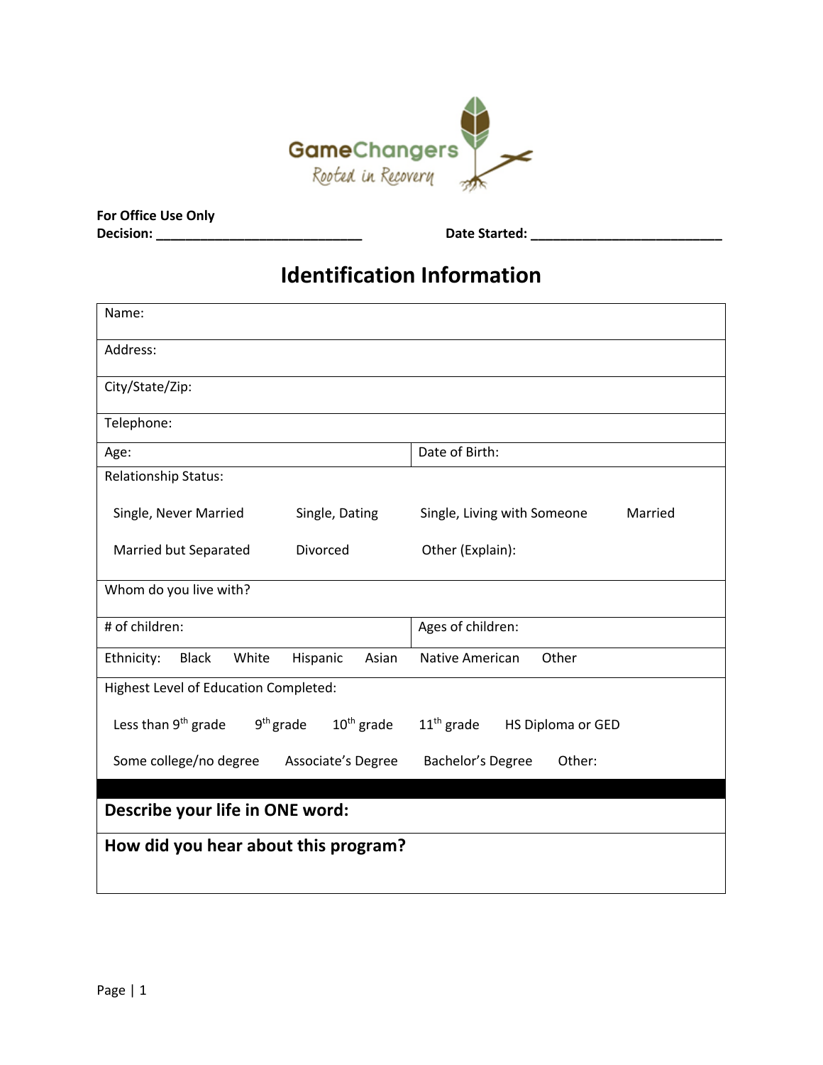GameChangers
Rooted in Recovery

**For Office Use Only**
**Decision: ____________________________** **Date Started: __________________________**

# Identification Information

| Name: | |
|---|---|
| Address: | |
| City/State/Zip: | |
| Telephone: | |
| Age: | Date of Birth: |
| Relationship Status:<br><br>Single, Never Married    Single, Dating    Single, Living with Someone    Married<br><br>Married but Separated    Divorced    Other (Explain): | |
| Whom do you live with? | |
| # of children: | Ages of children: |
| Ethnicity:    Black    White    Hispanic    Asian    Native American    Other | |
| Highest Level of Education Completed:<br><br>Less than 9th grade    9th grade    10th grade    11th grade    HS Diploma or GED<br><br>Some college/no degree    Associate's Degree    Bachelor's Degree    Other: | |
| **Describe your life in ONE word:** | |
| **How did you hear about this program?** | |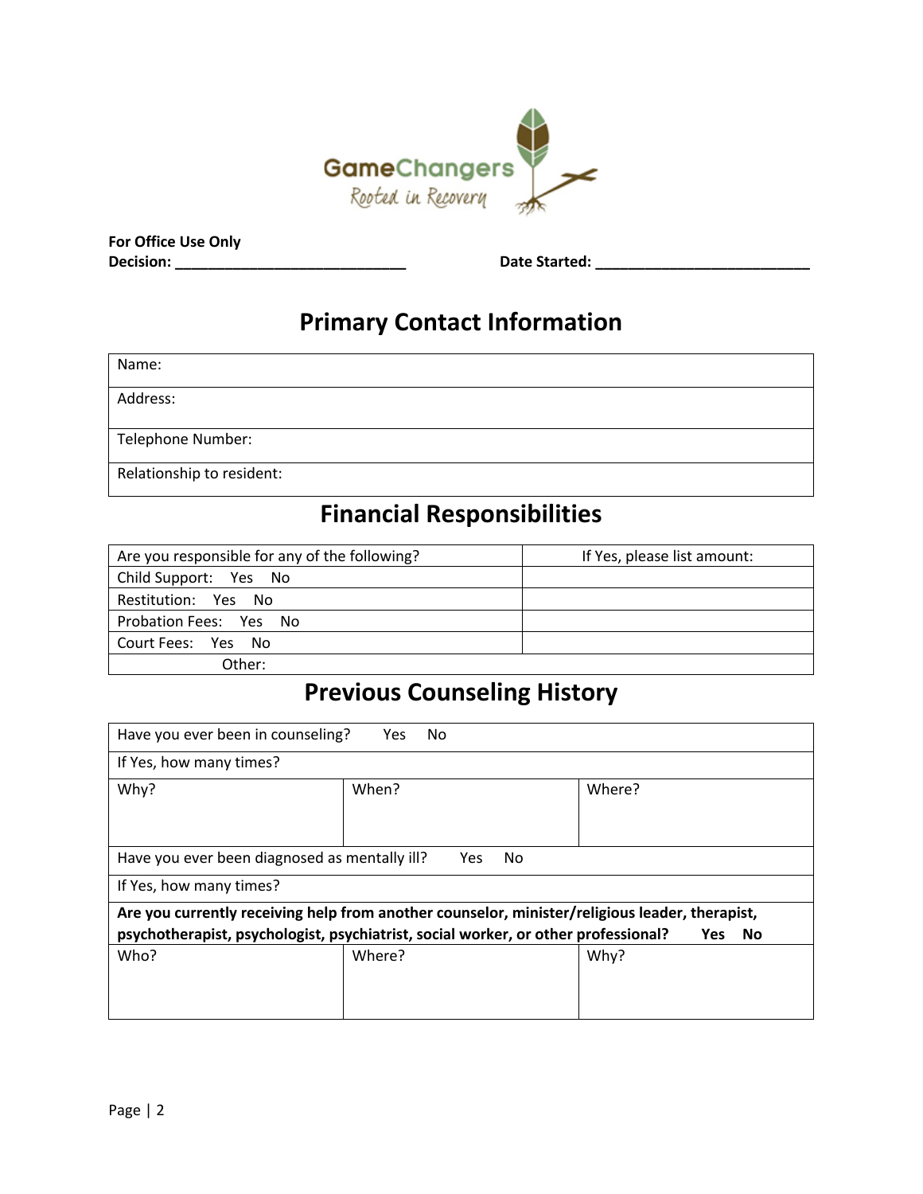GameChangers
Rooted in Recovery

**For Office Use Only**
**Decision: ____________________________** **Date Started: __________________________**

## Primary Contact Information

| Name: |
|---|
| Address: |
| Telephone Number: |
| Relationship to resident: |

## Financial Responsibilities

| Are you responsible for any of the following? | If Yes, please list amount: |
|---|---|
| Child Support: Yes No | |
| Restitution: Yes No | |
| Probation Fees: Yes No | |
| Court Fees: Yes No | |
| Other: | |

## Previous Counseling History

| Have you ever been in counseling? Yes No | | |
|---|---|---|
| If Yes, how many times? | | |
| Why? | When? | Where? |
| Have you ever been diagnosed as mentally ill? Yes No | | |
| If Yes, how many times? | | |
| **Are you currently receiving help from another counselor, minister/religious leader, therapist, psychotherapist, psychologist, psychiatrist, social worker, or other professional? Yes No** | | |
| Who? | Where? | Why? |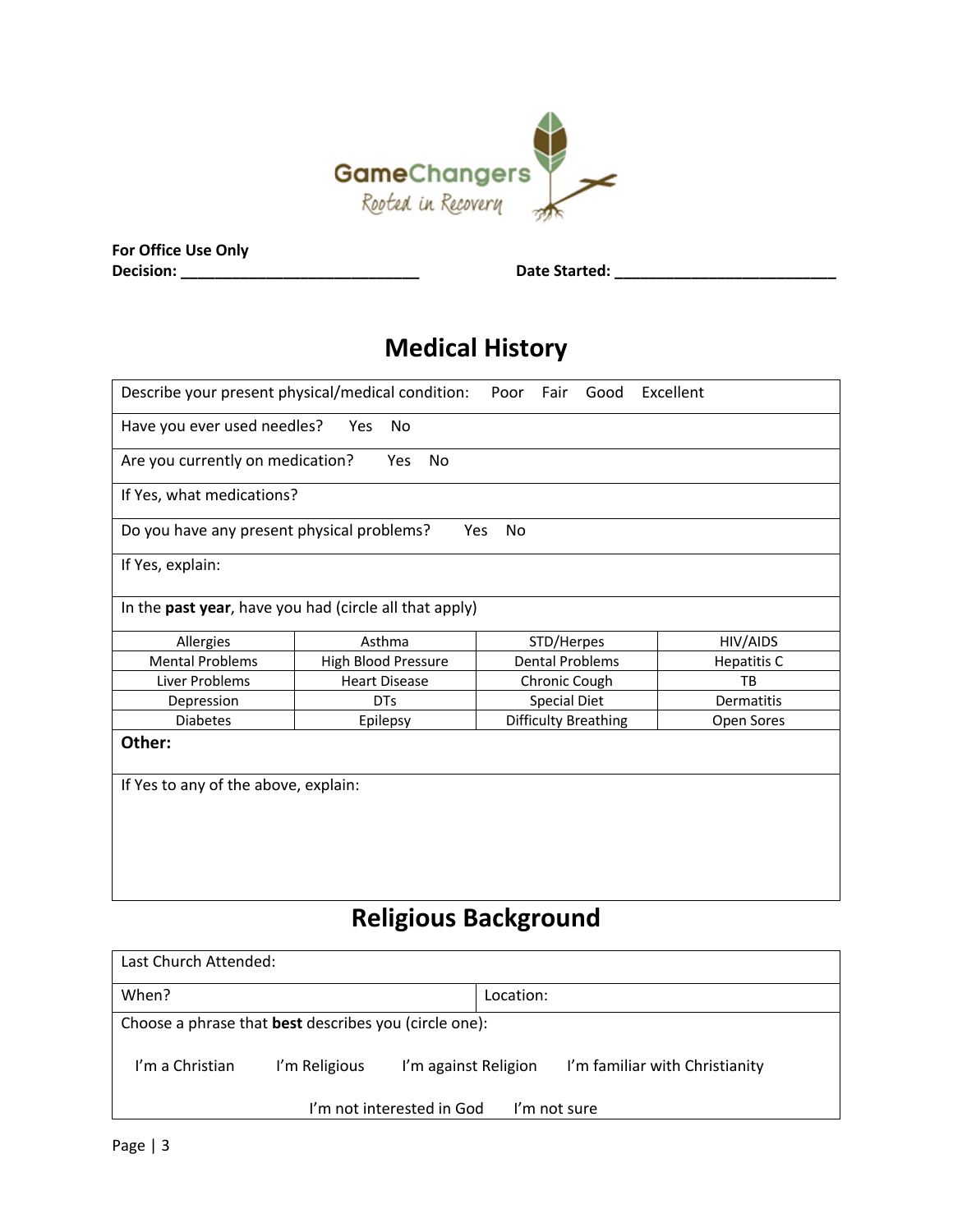GameChangers
Rooted in Recovery

**For Office Use Only**
**Decision: ____________________________** **Date Started: __________________________**

# Medical History

Describe your present physical/medical condition: Poor Fair Good Excellent

Have you ever used needles? Yes No

Are you currently on medication? Yes No

If Yes, what medications?

Do you have any present physical problems? Yes No

If Yes, explain:

In the **past year**, have you had (circle all that apply)

| Allergies | Asthma | STD/Herpes | HIV/AIDS |
|---|---|---|---|
| Mental Problems | High Blood Pressure | Dental Problems | Hepatitis C |
| Liver Problems | Heart Disease | Chronic Cough | TB |
| Depression | DTs | Special Diet | Dermatitis |
| Diabetes | Epilepsy | Difficulty Breathing | Open Sores |

**Other:**

If Yes to any of the above, explain:

# Religious Background

Last Church Attended:

| When? | Location: |
|---|---|

Choose a phrase that **best** describes you (circle one):

I'm a Christian I'm Religious I'm against Religion I'm familiar with Christianity

I'm not interested in God I'm not sure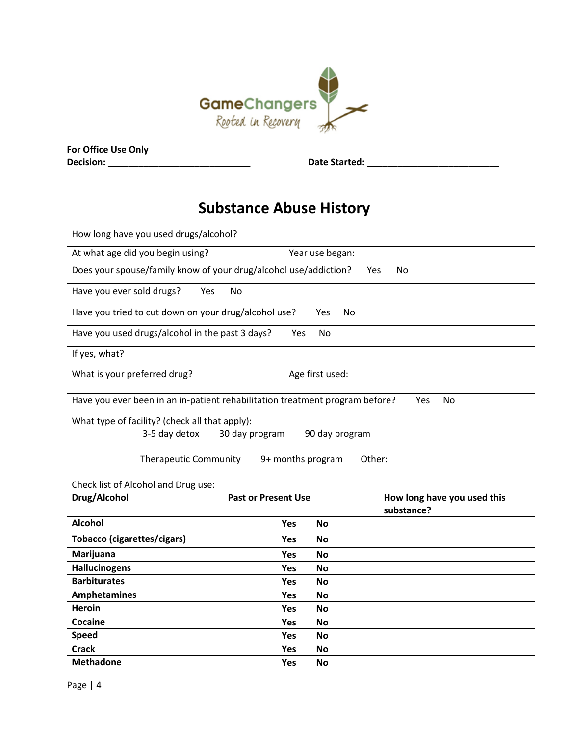GameChangers
Rooted in Recovery

**For Office Use Only**
**Decision: ____________________________** **Date Started: __________________________**

# Substance Abuse History

| | | |
|---|---|---|
| How long have you used drugs/alcohol? | | |
| At what age did you begin using? | Year use began: | |
| Does your spouse/family know of your drug/alcohol use/addiction? Yes No | | |
| Have you ever sold drugs? Yes No | | |
| Have you tried to cut down on your drug/alcohol use? Yes No | | |
| Have you used drugs/alcohol in the past 3 days? Yes No | | |
| If yes, what? | | |
| What is your preferred drug? | Age first used: | |
| Have you ever been in an in-patient rehabilitation treatment program before? Yes No | | |
| What type of facility? (check all that apply): 3-5 day detox 30 day program 90 day program Therapeutic Community 9+ months program Other: | | |
| Check list of Alcohol and Drug use: | | |
| **Drug/Alcohol** | **Past or Present Use** | **How long have you used this substance?** |
| **Alcohol** | **Yes No** | |
| **Tobacco (cigarettes/cigars)** | **Yes No** | |
| **Marijuana** | **Yes No** | |
| **Hallucinogens** | **Yes No** | |
| **Barbiturates** | **Yes No** | |
| **Amphetamines** | **Yes No** | |
| **Heroin** | **Yes No** | |
| **Cocaine** | **Yes No** | |
| **Speed** | **Yes No** | |
| **Crack** | **Yes No** | |
| **Methadone** | **Yes No** | |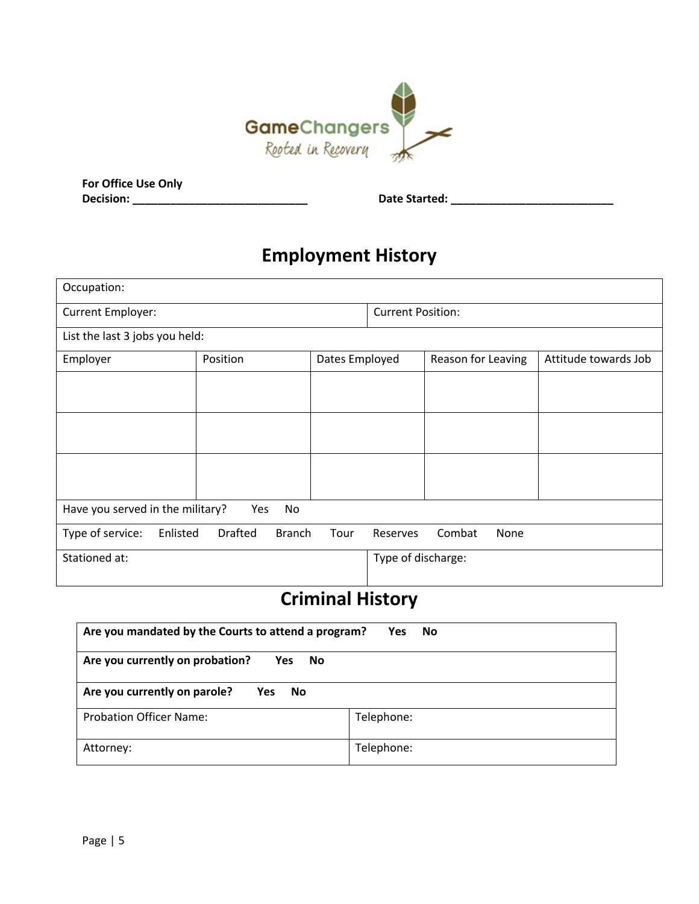GameChangers
Rooted in Recovery

**For Office Use Only**
**Decision: ____________________________** **Date Started: __________________________**

## Employment History

| Occupation: | | | | |
|---|---|---|---|---|
| Current Employer: | | Current Position: | | |
| List the last 3 jobs you held: | | | | |
| Employer | Position | Dates Employed | Reason for Leaving | Attitude towards Job |
| | | | | |
| | | | | |
| | | | | |
| Have you served in the military? Yes No | | | | |
| Type of service: Enlisted Drafted Branch Tour Reserves Combat None | | | | |
| Stationed at: | | Type of discharge: | | |

## Criminal History

| **Are you mandated by the Courts to attend a program? Yes No** | |
|---|---|
| **Are you currently on probation? Yes No** | |
| **Are you currently on parole? Yes No** | |
| Probation Officer Name: | Telephone: |
| Attorney: | Telephone: |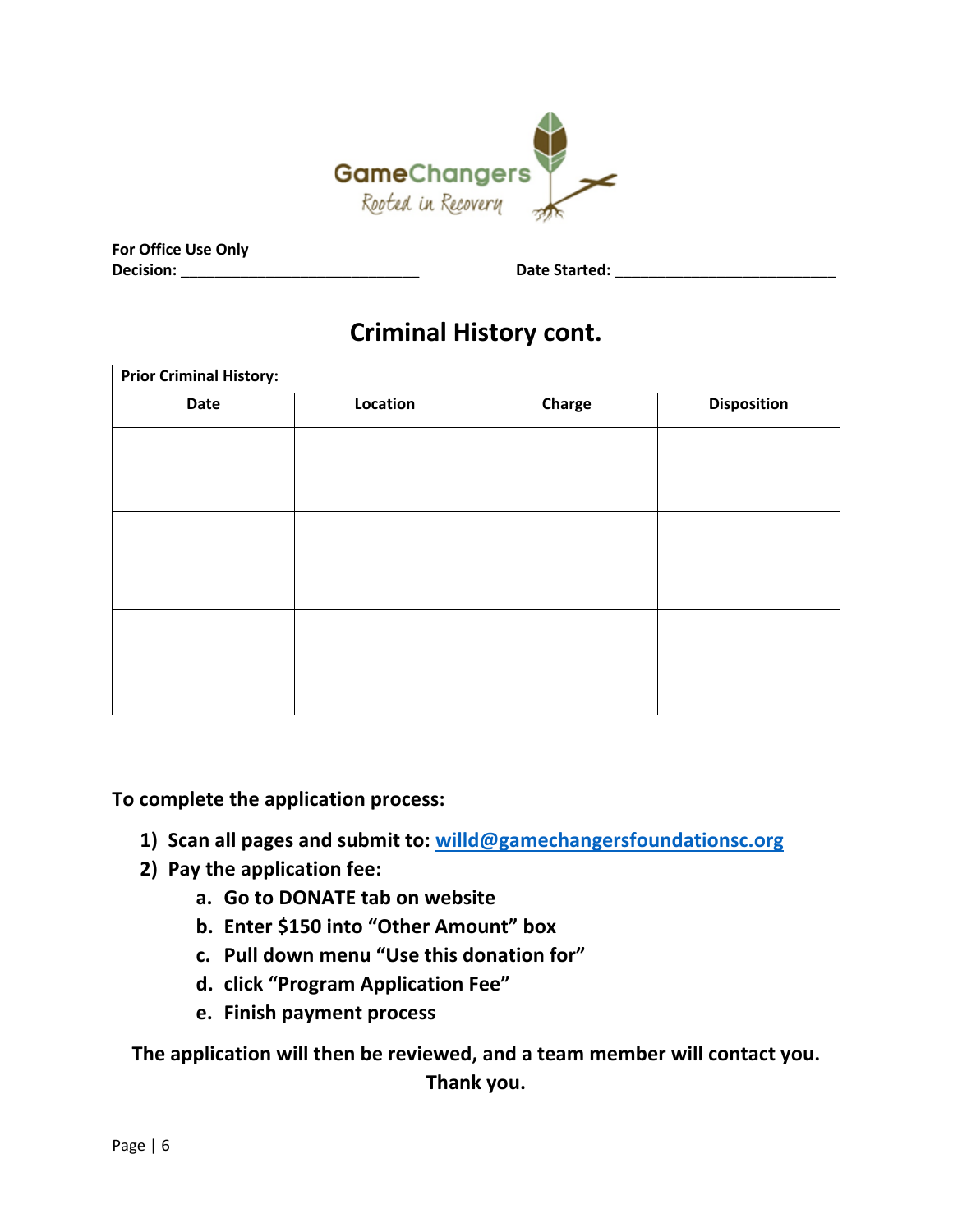GameChangers
Rooted in Recovery

**For Office Use Only**
**Decision:** ____________________________ **Date Started:** _________________________

## Criminal History cont.

| Prior Criminal History: | | | |
|---|---|---|---|
| **Date** | **Location** | **Charge** | **Disposition** |
| | | | |
| | | | |
| | | | |

**To complete the application process:**

1) **Scan all pages and submit to: willd@gamechangersfoundationsc.org**
2) **Pay the application fee:**
   a. **Go to DONATE tab on website**
   b. **Enter $150 into "Other Amount" box**
   c. **Pull down menu "Use this donation for"**
   d. **click "Program Application Fee"**
   e. **Finish payment process**

**The application will then be reviewed, and a team member will contact you. Thank you.**